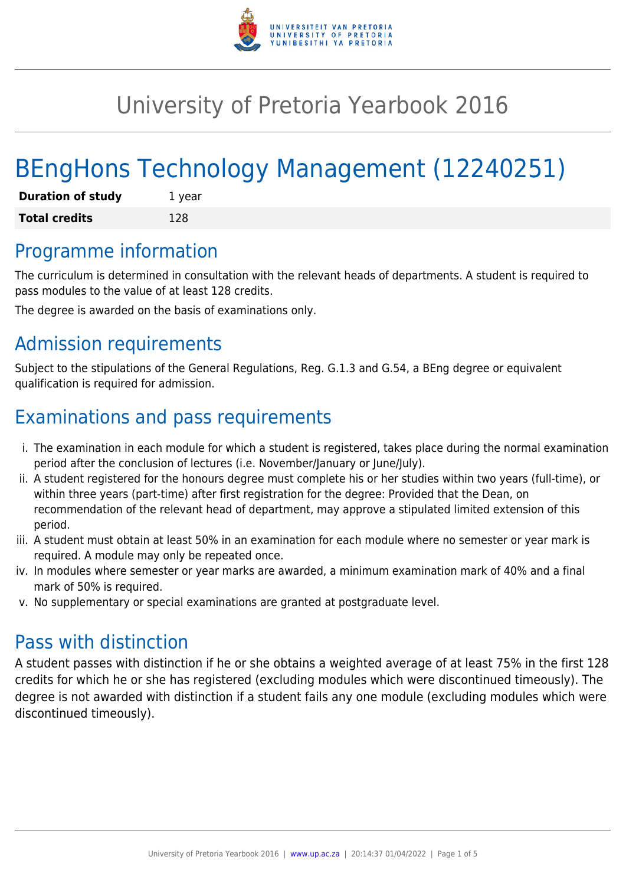# University of Pretoria Yearbook 2016

# BEngHons Technology Management (12240251)

| **Duration of study** | 1 year |
| --- | --- |
| **Total credits** | 128 |

## Programme information

The curriculum is determined in consultation with the relevant heads of departments. A student is required to pass modules to the value of at least 128 credits.

The degree is awarded on the basis of examinations only.

## Admission requirements

Subject to the stipulations of the General Regulations, Reg. G.1.3 and G.54, a BEng degree or equivalent qualification is required for admission.

## Examinations and pass requirements

i. The examination in each module for which a student is registered, takes place during the normal examination period after the conclusion of lectures (i.e. November/January or June/July).
ii. A student registered for the honours degree must complete his or her studies within two years (full-time), or within three years (part-time) after first registration for the degree: Provided that the Dean, on recommendation of the relevant head of department, may approve a stipulated limited extension of this period.
iii. A student must obtain at least 50% in an examination for each module where no semester or year mark is required. A module may only be repeated once.
iv. In modules where semester or year marks are awarded, a minimum examination mark of 40% and a final mark of 50% is required.
v. No supplementary or special examinations are granted at postgraduate level.

## Pass with distinction

A student passes with distinction if he or she obtains a weighted average of at least 75% in the first 128 credits for which he or she has registered (excluding modules which were discontinued timeously). The degree is not awarded with distinction if a student fails any one module (excluding modules which were discontinued timeously).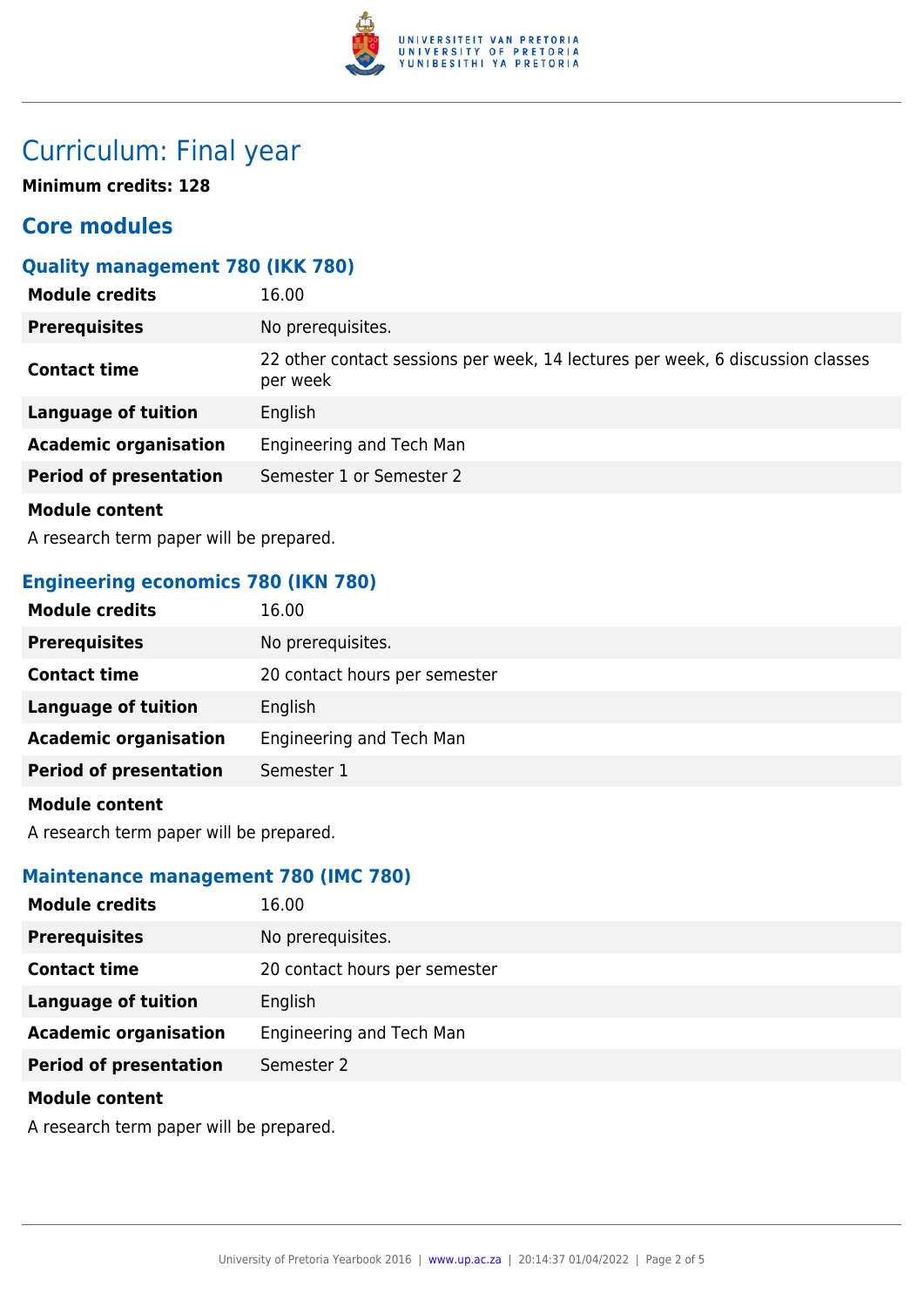# Curriculum: Final year

**Minimum credits: 128**

## Core modules

### Quality management 780 (IKK 780)

| | |
|---|---|
| **Module credits** | 16.00 |
| **Prerequisites** | No prerequisites. |
| **Contact time** | 22 other contact sessions per week, 14 lectures per week, 6 discussion classes per week |
| **Language of tuition** | English |
| **Academic organisation** | Engineering and Tech Man |
| **Period of presentation** | Semester 1 or Semester 2 |

**Module content**

A research term paper will be prepared.

### Engineering economics 780 (IKN 780)

| | |
|---|---|
| **Module credits** | 16.00 |
| **Prerequisites** | No prerequisites. |
| **Contact time** | 20 contact hours per semester |
| **Language of tuition** | English |
| **Academic organisation** | Engineering and Tech Man |
| **Period of presentation** | Semester 1 |

**Module content**

A research term paper will be prepared.

### Maintenance management 780 (IMC 780)

| | |
|---|---|
| **Module credits** | 16.00 |
| **Prerequisites** | No prerequisites. |
| **Contact time** | 20 contact hours per semester |
| **Language of tuition** | English |
| **Academic organisation** | Engineering and Tech Man |
| **Period of presentation** | Semester 2 |

**Module content**

A research term paper will be prepared.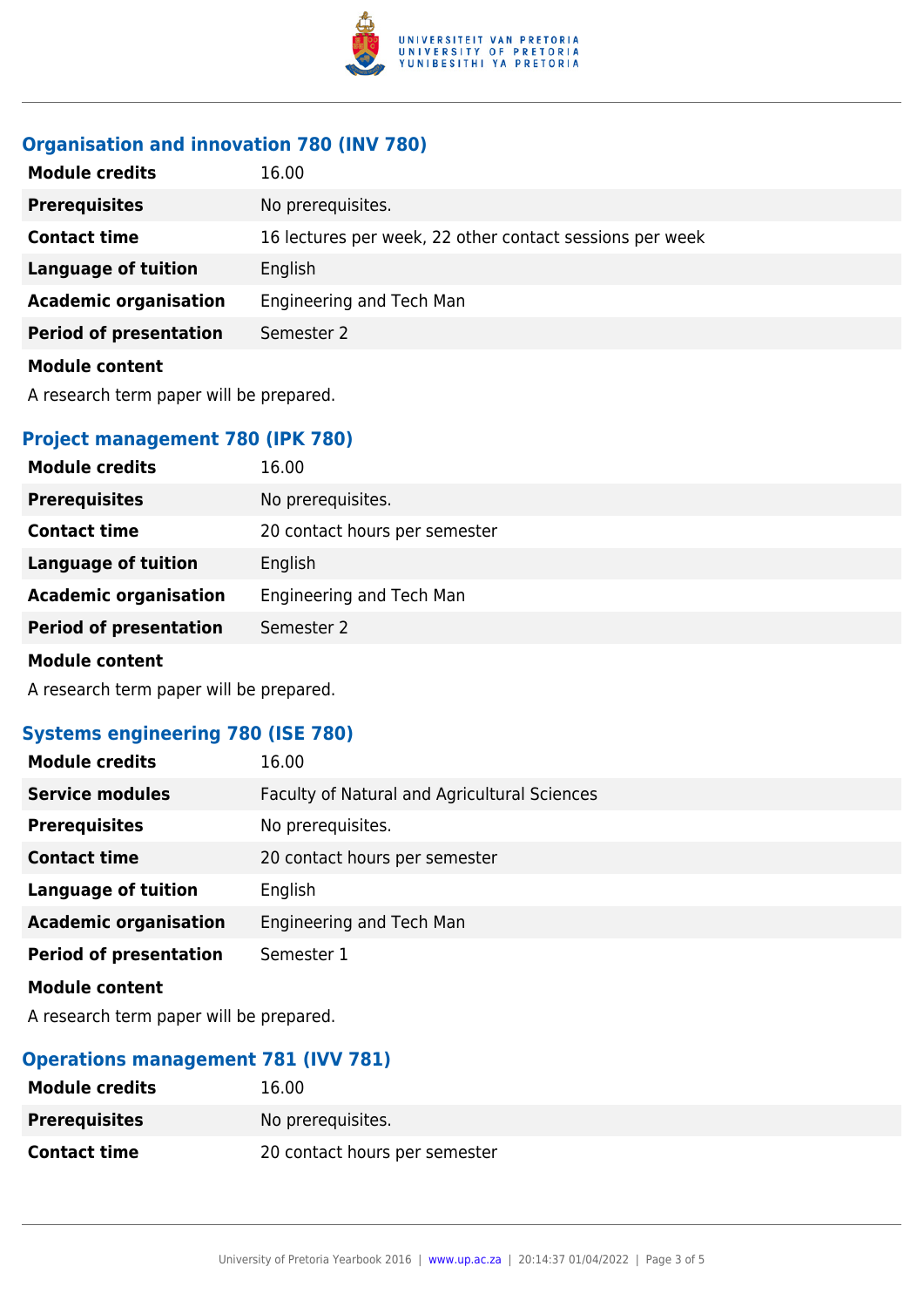### Organisation and innovation 780 (INV 780)

| | |
|---|---|
| **Module credits** | 16.00 |
| **Prerequisites** | No prerequisites. |
| **Contact time** | 16 lectures per week, 22 other contact sessions per week |
| **Language of tuition** | English |
| **Academic organisation** | Engineering and Tech Man |
| **Period of presentation** | Semester 2 |

**Module content**

A research term paper will be prepared.

### Project management 780 (IPK 780)

| | |
|---|---|
| **Module credits** | 16.00 |
| **Prerequisites** | No prerequisites. |
| **Contact time** | 20 contact hours per semester |
| **Language of tuition** | English |
| **Academic organisation** | Engineering and Tech Man |
| **Period of presentation** | Semester 2 |

**Module content**

A research term paper will be prepared.

### Systems engineering 780 (ISE 780)

| | |
|---|---|
| **Module credits** | 16.00 |
| **Service modules** | Faculty of Natural and Agricultural Sciences |
| **Prerequisites** | No prerequisites. |
| **Contact time** | 20 contact hours per semester |
| **Language of tuition** | English |
| **Academic organisation** | Engineering and Tech Man |
| **Period of presentation** | Semester 1 |

**Module content**

A research term paper will be prepared.

### Operations management 781 (IVV 781)

| | |
|---|---|
| **Module credits** | 16.00 |
| **Prerequisites** | No prerequisites. |
| **Contact time** | 20 contact hours per semester |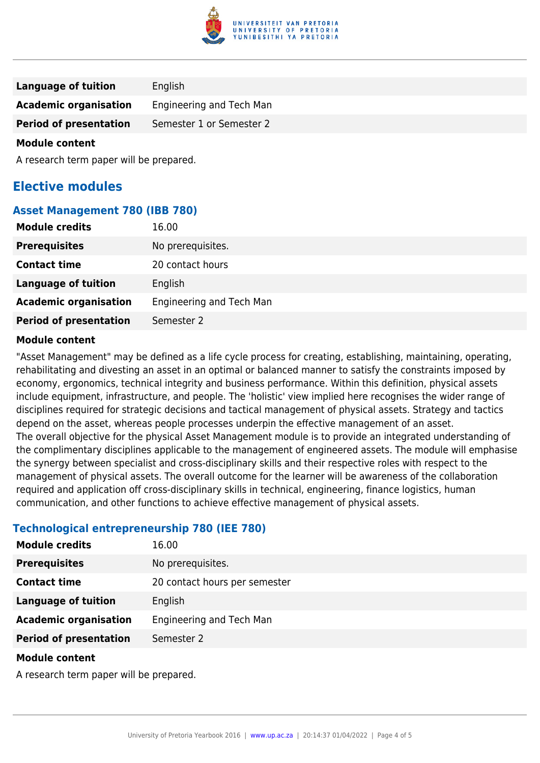| | |
|---|---|
| **Language of tuition** | English |
| **Academic organisation** | Engineering and Tech Man |
| **Period of presentation** | Semester 1 or Semester 2 |

**Module content**

A research term paper will be prepared.

## Elective modules

### Asset Management 780 (IBB 780)

| | |
|---|---|
| **Module credits** | 16.00 |
| **Prerequisites** | No prerequisites. |
| **Contact time** | 20 contact hours |
| **Language of tuition** | English |
| **Academic organisation** | Engineering and Tech Man |
| **Period of presentation** | Semester 2 |

**Module content**

"Asset Management" may be defined as a life cycle process for creating, establishing, maintaining, operating, rehabilitating and divesting an asset in an optimal or balanced manner to satisfy the constraints imposed by economy, ergonomics, technical integrity and business performance. Within this definition, physical assets include equipment, infrastructure, and people. The 'holistic' view implied here recognises the wider range of disciplines required for strategic decisions and tactical management of physical assets. Strategy and tactics depend on the asset, whereas people processes underpin the effective management of an asset.
The overall objective for the physical Asset Management module is to provide an integrated understanding of the complimentary disciplines applicable to the management of engineered assets. The module will emphasise the synergy between specialist and cross-disciplinary skills and their respective roles with respect to the management of physical assets. The overall outcome for the learner will be awareness of the collaboration required and application off cross-disciplinary skills in technical, engineering, finance logistics, human communication, and other functions to achieve effective management of physical assets.

### Technological entrepreneurship 780 (IEE 780)

| | |
|---|---|
| **Module credits** | 16.00 |
| **Prerequisites** | No prerequisites. |
| **Contact time** | 20 contact hours per semester |
| **Language of tuition** | English |
| **Academic organisation** | Engineering and Tech Man |
| **Period of presentation** | Semester 2 |

**Module content**

A research term paper will be prepared.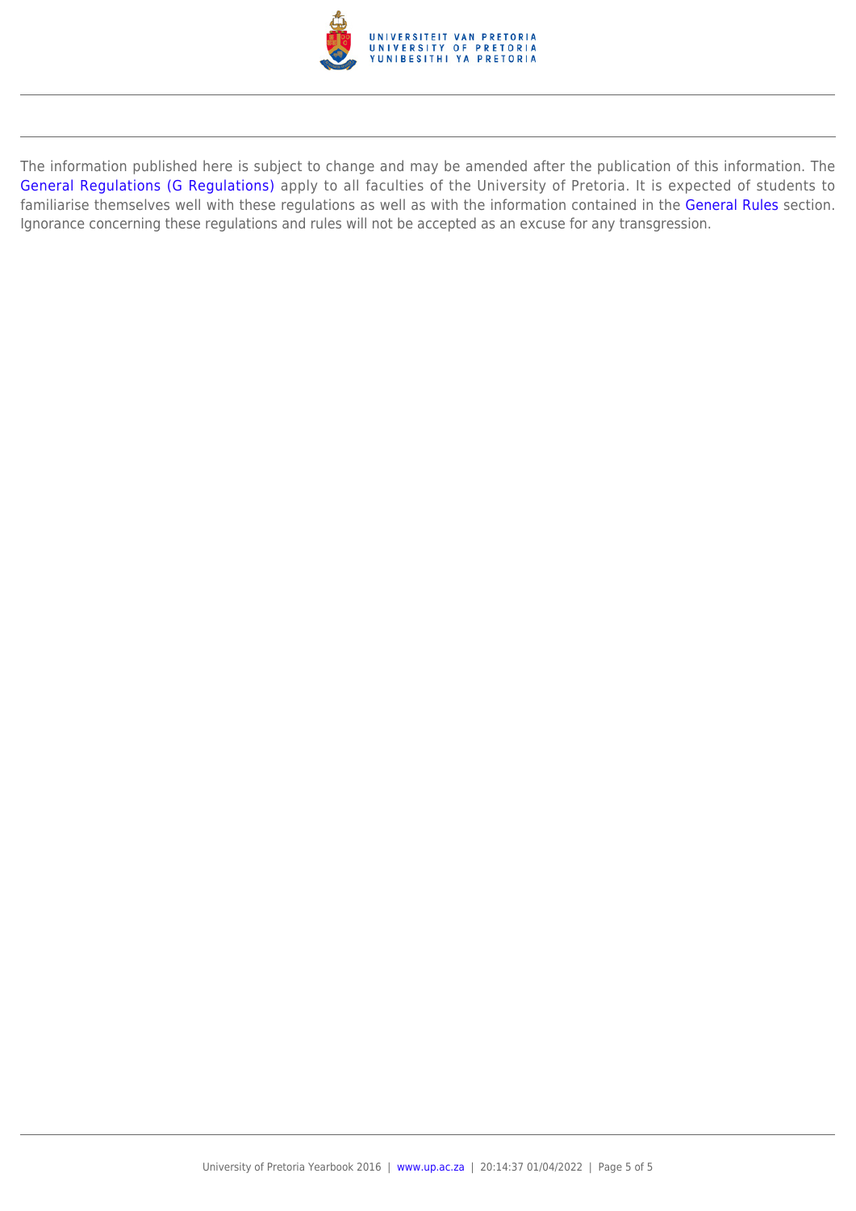The information published here is subject to change and may be amended after the publication of this information. The General Regulations (G Regulations) apply to all faculties of the University of Pretoria. It is expected of students to familiarise themselves well with these regulations as well as with the information contained in the General Rules section. Ignorance concerning these regulations and rules will not be accepted as an excuse for any transgression.